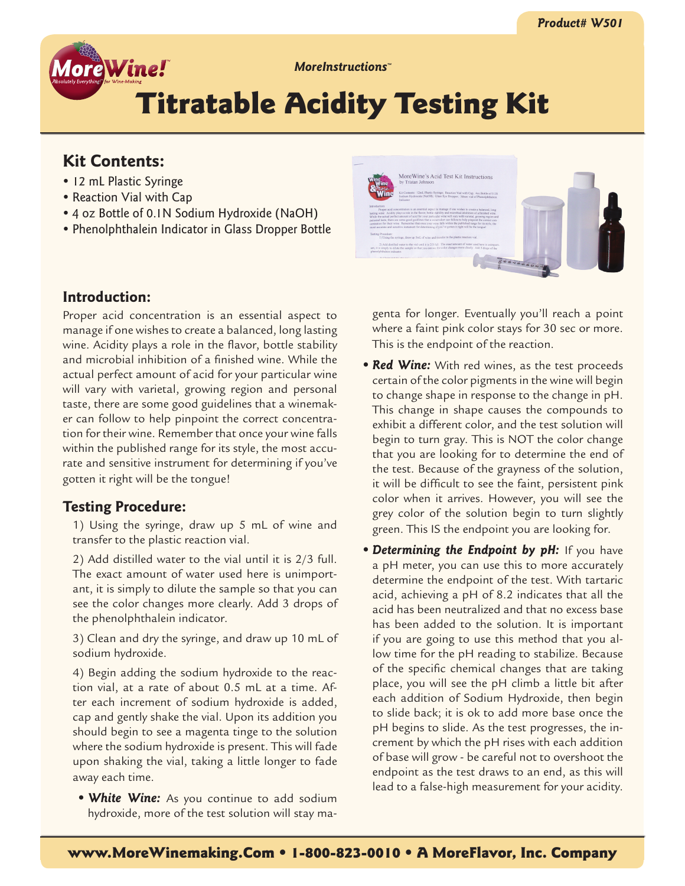Product# W501

MoreInstructions™

# Titratable Acidity Testing Kit

## Kit Contents:

- 12 mL Plastic Syringe
- Reaction Vial with Cap
- 4 oz Bottle of 0.1N Sodium Hydroxide (NaOH)
- Phenolphthalein Indicator in Glass Dropper Bottle

## Introduction:

Proper acid concentration is an essential aspect to manage if one wishes to create a balanced, long lasting wine. Acidity plays a role in the flavor, bottle stability and microbial inhibition of a finished wine. While the actual perfect amount of acid for your particular wine will vary with varietal, growing region and personal taste, there are some good guidelines that a winemaker can follow to help pinpoint the correct concentration for their wine. Remember that once your wine falls within the published range for its style, the most accurate and sensitive instrument for determining if you've gotten it right will be the tongue!

## Testing Procedure:

1) Using the syringe, draw up 5 mL of wine and transfer to the plastic reaction vial.

2) Add distilled water to the vial until it is 2/3 full. The exact amount of water used here is unimportant, it is simply to dilute the sample so that you can see the color changes more clearly. Add 3 drops of the phenolphthalein indicator.

3) Clean and dry the syringe, and draw up 10 mL of sodium hydroxide.

4) Begin adding the sodium hydroxide to the reaction vial, at a rate of about 0.5 mL at a time. After each increment of sodium hydroxide is added, cap and gently shake the vial. Upon its addition you should begin to see a magenta tinge to the solution where the sodium hydroxide is present. This will fade upon shaking the vial, taking a little longer to fade away each time.

- ***White Wine:*** As you continue to add sodium hydroxide, more of the test solution will stay magenta for longer. Eventually you'll reach a point where a faint pink color stays for 30 sec or more. This is the endpoint of the reaction.
- ***Red Wine:*** With red wines, as the test proceeds certain of the color pigments in the wine will begin to change shape in response to the change in pH. This change in shape causes the compounds to exhibit a different color, and the test solution will begin to turn gray. This is NOT the color change that you are looking for to determine the end of the test. Because of the grayness of the solution, it will be difficult to see the faint, persistent pink color when it arrives. However, you will see the grey color of the solution begin to turn slightly green. This IS the endpoint you are looking for.
- ***Determining the Endpoint by pH:*** If you have a pH meter, you can use this to more accurately determine the endpoint of the test. With tartaric acid, achieving a pH of 8.2 indicates that all the acid has been neutralized and that no excess base has been added to the solution. It is important if you are going to use this method that you allow time for the pH reading to stabilize. Because of the specific chemical changes that are taking place, you will see the pH climb a little bit after each addition of Sodium Hydroxide, then begin to slide back; it is ok to add more base once the pH begins to slide. As the test progresses, the increment by which the pH rises with each addition of base will grow - be careful not to overshoot the endpoint as the test draws to an end, as this will lead to a false-high measurement for your acidity.

www.MoreWinemaking.Com • 1-800-823-0010 • A MoreFlavor, Inc. Company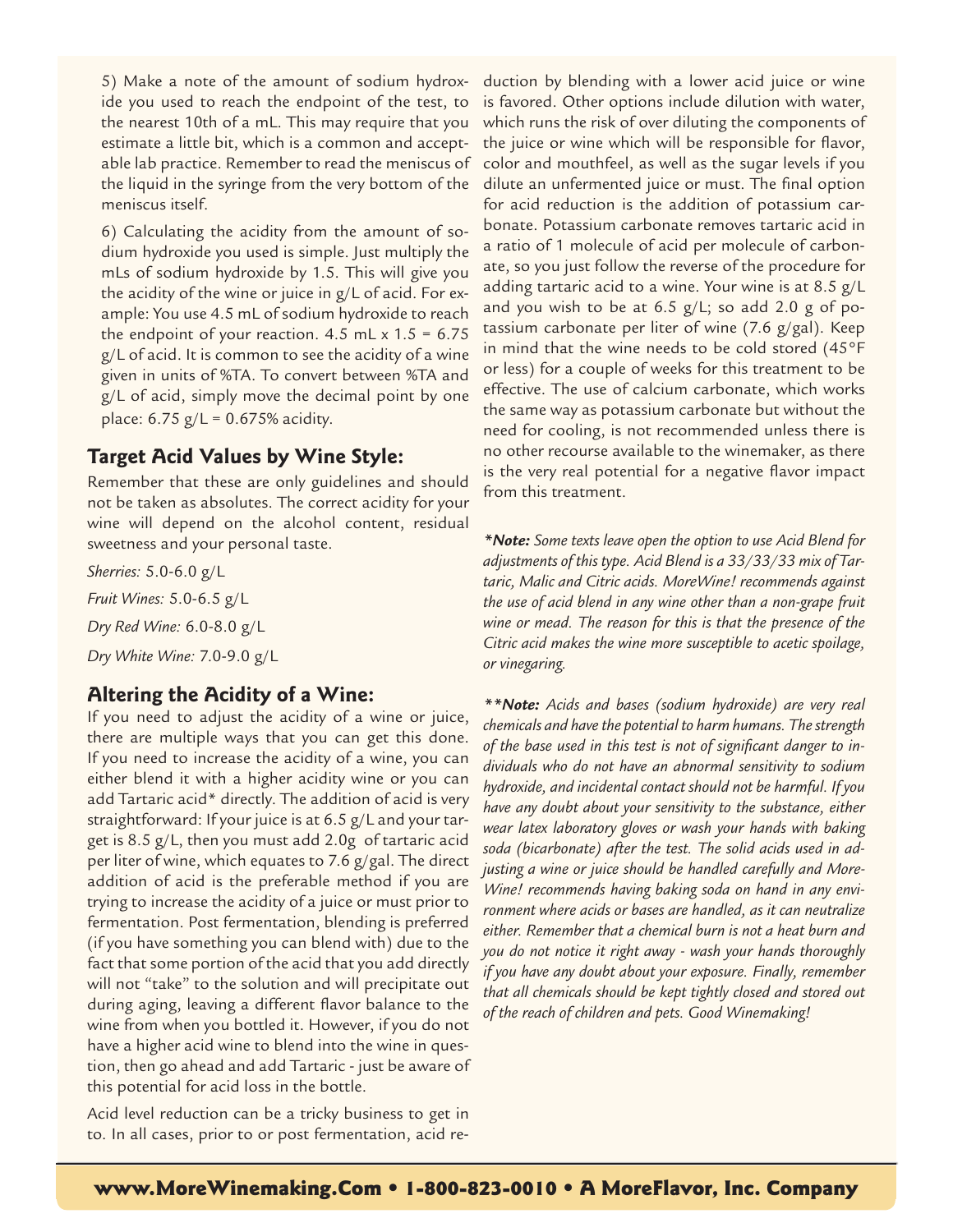5) Make a note of the amount of sodium hydroxide you used to reach the endpoint of the test, to the nearest 10th of a mL. This may require that you estimate a little bit, which is a common and acceptable lab practice. Remember to read the meniscus of the liquid in the syringe from the very bottom of the meniscus itself.

6) Calculating the acidity from the amount of sodium hydroxide you used is simple. Just multiply the mLs of sodium hydroxide by 1.5. This will give you the acidity of the wine or juice in g/L of acid. For example: You use 4.5 mL of sodium hydroxide to reach the endpoint of your reaction. 4.5 mL x 1.5 = 6.75 g/L of acid. It is common to see the acidity of a wine given in units of %TA. To convert between %TA and g/L of acid, simply move the decimal point by one place: 6.75 g/L = 0.675% acidity.

## Target Acid Values by Wine Style:

Remember that these are only guidelines and should not be taken as absolutes. The correct acidity for your wine will depend on the alcohol content, residual sweetness and your personal taste.

*Sherries:* 5.0-6.0 g/L

*Fruit Wines:* 5.0-6.5 g/L

*Dry Red Wine:* 6.0-8.0 g/L

*Dry White Wine:* 7.0-9.0 g/L

## Altering the Acidity of a Wine:

If you need to adjust the acidity of a wine or juice, there are multiple ways that you can get this done. If you need to increase the acidity of a wine, you can either blend it with a higher acidity wine or you can add Tartaric acid* directly. The addition of acid is very straightforward: If your juice is at 6.5 g/L and your target is 8.5 g/L, then you must add 2.0g of tartaric acid per liter of wine, which equates to 7.6 g/gal. The direct addition of acid is the preferable method if you are trying to increase the acidity of a juice or must prior to fermentation. Post fermentation, blending is preferred (if you have something you can blend with) due to the fact that some portion of the acid that you add directly will not "take" to the solution and will precipitate out during aging, leaving a different flavor balance to the wine from when you bottled it. However, if you do not have a higher acid wine to blend into the wine in question, then go ahead and add Tartaric - just be aware of this potential for acid loss in the bottle.

Acid level reduction can be a tricky business to get in to. In all cases, prior to or post fermentation, acid reduction by blending with a lower acid juice or wine is favored. Other options include dilution with water, which runs the risk of over diluting the components of the juice or wine which will be responsible for flavor, color and mouthfeel, as well as the sugar levels if you dilute an unfermented juice or must. The final option for acid reduction is the addition of potassium carbonate. Potassium carbonate removes tartaric acid in a ratio of 1 molecule of acid per molecule of carbonate, so you just follow the reverse of the procedure for adding tartaric acid to a wine. Your wine is at 8.5 g/L and you wish to be at 6.5 g/L; so add 2.0 g of potassium carbonate per liter of wine (7.6 g/gal). Keep in mind that the wine needs to be cold stored (45°F or less) for a couple of weeks for this treatment to be effective. The use of calcium carbonate, which works the same way as potassium carbonate but without the need for cooling, is not recommended unless there is no other recourse available to the winemaker, as there is the very real potential for a negative flavor impact from this treatment.

****Note:*** *Some texts leave open the option to use Acid Blend for adjustments of this type. Acid Blend is a 33/33/33 mix of Tartaric, Malic and Citric acids. MoreWine! recommends against the use of acid blend in any wine other than a non-grape fruit wine or mead. The reason for this is that the presence of the Citric acid makes the wine more susceptible to acetic spoilage, or vinegaring.*

*****Note:*** *Acids and bases (sodium hydroxide) are very real chemicals and have the potential to harm humans. The strength of the base used in this test is not of significant danger to individuals who do not have an abnormal sensitivity to sodium hydroxide, and incidental contact should not be harmful. If you have any doubt about your sensitivity to the substance, either wear latex laboratory gloves or wash your hands with baking soda (bicarbonate) after the test. The solid acids used in adjusting a wine or juice should be handled carefully and MoreWine! recommends having baking soda on hand in any environment where acids or bases are handled, as it can neutralize either. Remember that a chemical burn is not a heat burn and you do not notice it right away - wash your hands thoroughly if you have any doubt about your exposure. Finally, remember that all chemicals should be kept tightly closed and stored out of the reach of children and pets. Good Winemaking!*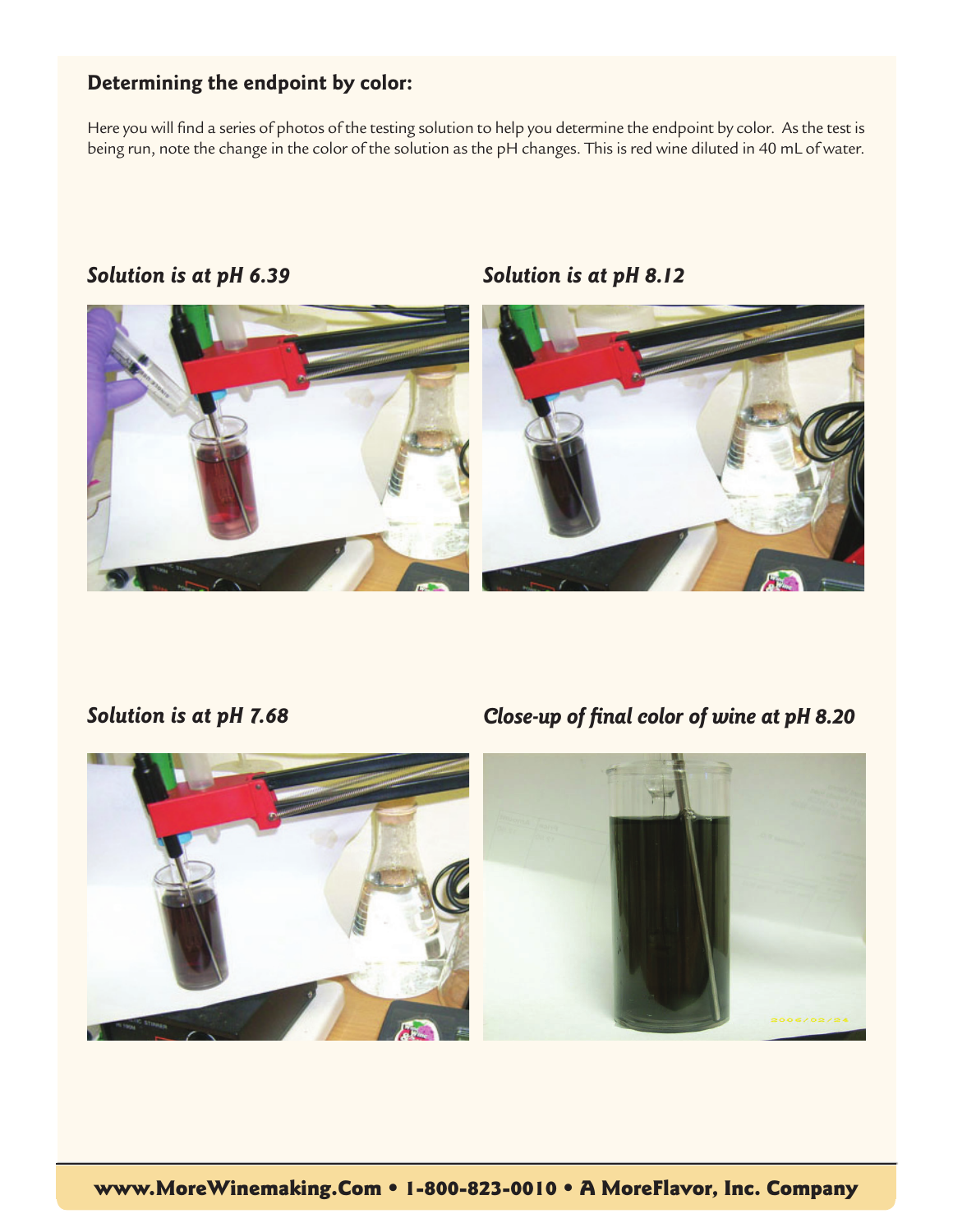## Determining the endpoint by color:

Here you will find a series of photos of the testing solution to help you determine the endpoint by color. As the test is being run, note the change in the color of the solution as the pH changes. This is red wine diluted in 40 mL of water.

***Solution is at pH 6.39***

***Solution is at pH 8.12***

***Solution is at pH 7.68***

***Close-up of final color of wine at pH 8.20***